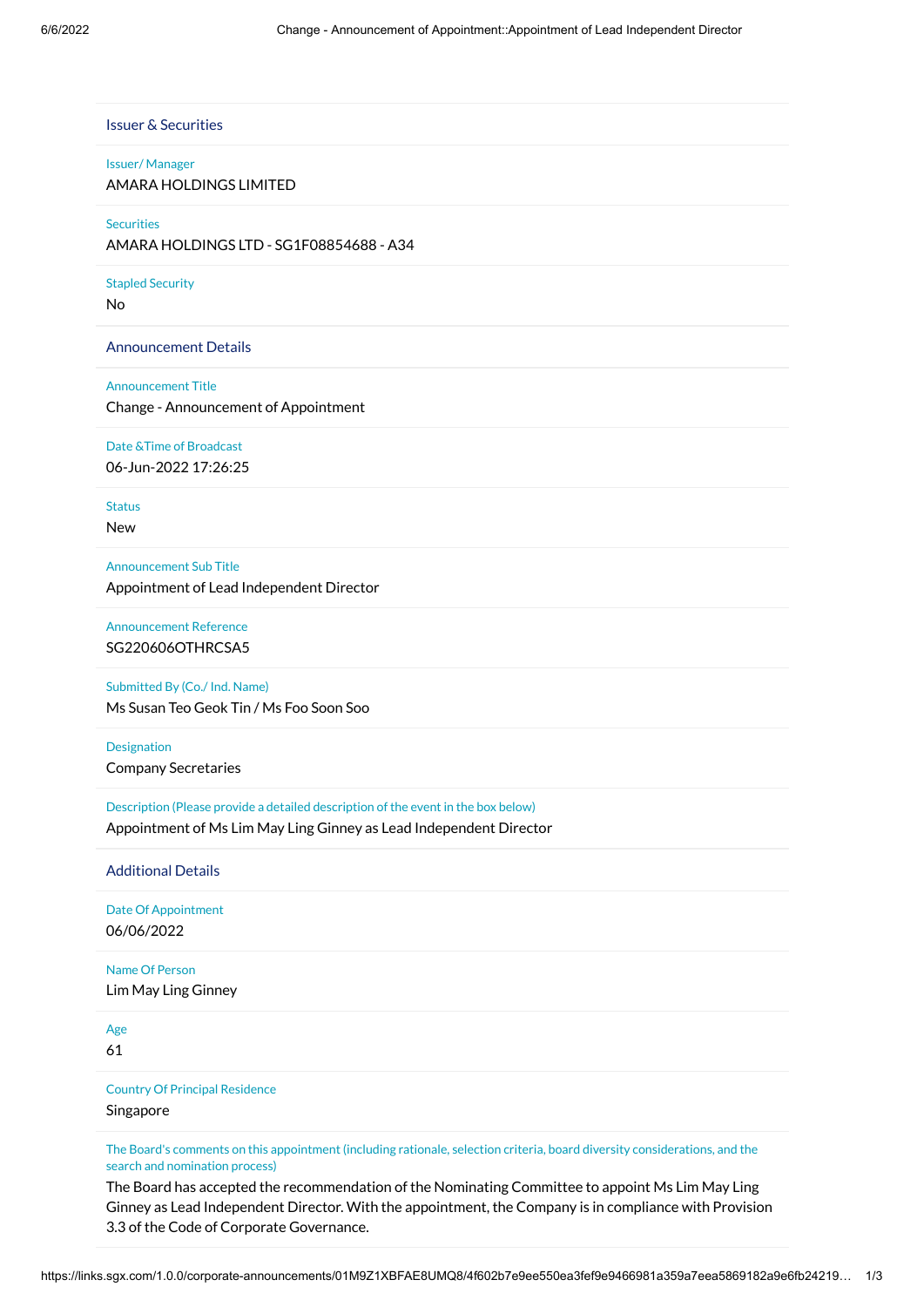## Issuer & Securities

Issuer/ Manager

AMARA HOLDINGS LIMITED

Securities

AMARA HOLDINGS LTD - SG1F08854688 - A34

Stapled Security

No

## Announcement Details

Announcement Title

Change - Announcement of Appointment

Date &Time of Broadcast

06-Jun-2022 17:26:25

Status

New

Announcement Sub Title

Appointment of Lead Independent Director

Announcement Reference

SG220606OTHRCSA5

Submitted By (Co./ Ind. Name)

Ms Susan Teo Geok Tin / Ms Foo Soon Soo

Designation

Company Secretaries

Description (Please provide a detailed description of the event in the box below)

Appointment of Ms Lim May Ling Ginney as Lead Independent Director

## Additional Details

Date Of Appointment

06/06/2022

Name Of Person

Lim May Ling Ginney

Age

61

Country Of Principal Residence

Singapore

The Board's comments on this appointment (including rationale, selection criteria, board diversity considerations, and the search and nomination process)

The Board has accepted the recommendation of the Nominating Committee to appoint Ms Lim May Ling Ginney as Lead Independent Director. With the appointment, the Company is in compliance with Provision 3.3 of the Code of Corporate Governance.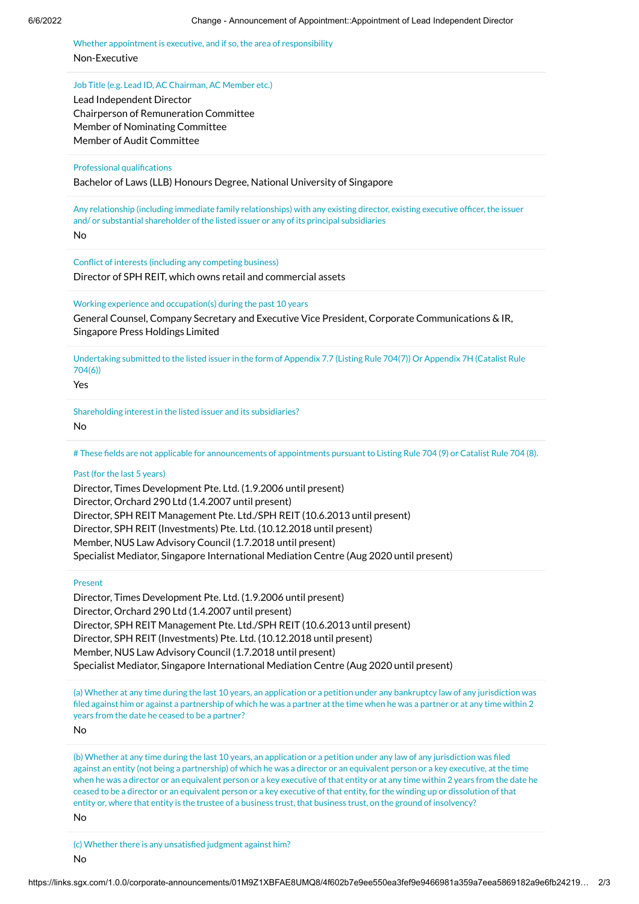Whether appointment is executive, and if so, the area of responsibility

Non-Executive

Job Title (e.g. Lead ID, AC Chairman, AC Member etc.)

Lead Independent Director
Chairperson of Remuneration Committee
Member of Nominating Committee
Member of Audit Committee

Professional qualifications

Bachelor of Laws (LLB) Honours Degree, National University of Singapore

Any relationship (including immediate family relationships) with any existing director, existing executive officer, the issuer and/ or substantial shareholder of the listed issuer or any of its principal subsidiaries

No

Conflict of interests (including any competing business)

Director of SPH REIT, which owns retail and commercial assets

Working experience and occupation(s) during the past 10 years

General Counsel, Company Secretary and Executive Vice President, Corporate Communications & IR, Singapore Press Holdings Limited

Undertaking submitted to the listed issuer in the form of Appendix 7.7 (Listing Rule 704(7)) Or Appendix 7H (Catalist Rule 704(6))

Yes

Shareholding interest in the listed issuer and its subsidiaries?

No

# These fields are not applicable for announcements of appointments pursuant to Listing Rule 704 (9) or Catalist Rule 704 (8).

Past (for the last 5 years)

Director, Times Development Pte. Ltd. (1.9.2006 until present)
Director, Orchard 290 Ltd (1.4.2007 until present)
Director, SPH REIT Management Pte. Ltd./SPH REIT (10.6.2013 until present)
Director, SPH REIT (Investments) Pte. Ltd. (10.12.2018 until present)
Member, NUS Law Advisory Council (1.7.2018 until present)
Specialist Mediator, Singapore International Mediation Centre (Aug 2020 until present)

Present

Director, Times Development Pte. Ltd. (1.9.2006 until present)
Director, Orchard 290 Ltd (1.4.2007 until present)
Director, SPH REIT Management Pte. Ltd./SPH REIT (10.6.2013 until present)
Director, SPH REIT (Investments) Pte. Ltd. (10.12.2018 until present)
Member, NUS Law Advisory Council (1.7.2018 until present)
Specialist Mediator, Singapore International Mediation Centre (Aug 2020 until present)

(a) Whether at any time during the last 10 years, an application or a petition under any bankruptcy law of any jurisdiction was filed against him or against a partnership of which he was a partner at the time when he was a partner or at any time within 2 years from the date he ceased to be a partner?

No

(b) Whether at any time during the last 10 years, an application or a petition under any law of any jurisdiction was filed against an entity (not being a partnership) of which he was a director or an equivalent person or a key executive, at the time when he was a director or an equivalent person or a key executive of that entity or at any time within 2 years from the date he ceased to be a director or an equivalent person or a key executive of that entity, for the winding up or dissolution of that entity or, where that entity is the trustee of a business trust, that business trust, on the ground of insolvency?

No

(c) Whether there is any unsatisfied judgment against him?

No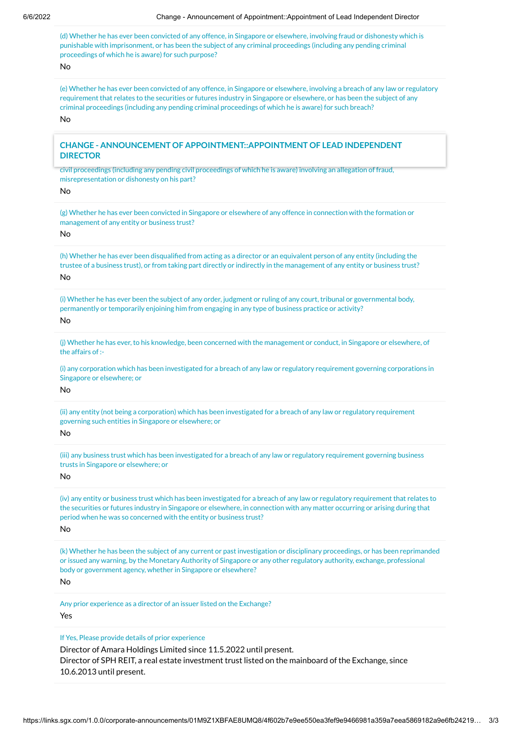(d) Whether he has ever been convicted of any offence, in Singapore or elsewhere, involving fraud or dishonesty which is punishable with imprisonment, or has been the subject of any criminal proceedings (including any pending criminal proceedings of which he is aware) for such purpose?

No

(e) Whether he has ever been convicted of any offence, in Singapore or elsewhere, involving a breach of any law or regulatory requirement that relates to the securities or futures industry in Singapore or elsewhere, or has been the subject of any criminal proceedings (including any pending criminal proceedings of which he is aware) for such breach?

No

## CHANGE - ANNOUNCEMENT OF APPOINTMENT::APPOINTMENT OF LEAD INDEPENDENT DIRECTOR

civil proceedings (including any pending civil proceedings of which he is aware) involving an allegation of fraud, misrepresentation or dishonesty on his part?

No

(g) Whether he has ever been convicted in Singapore or elsewhere of any offence in connection with the formation or management of any entity or business trust?

No

(h) Whether he has ever been disqualified from acting as a director or an equivalent person of any entity (including the trustee of a business trust), or from taking part directly or indirectly in the management of any entity or business trust?

No

(i) Whether he has ever been the subject of any order, judgment or ruling of any court, tribunal or governmental body, permanently or temporarily enjoining him from engaging in any type of business practice or activity?

No

(j) Whether he has ever, to his knowledge, been concerned with the management or conduct, in Singapore or elsewhere, of the affairs of :-

(i) any corporation which has been investigated for a breach of any law or regulatory requirement governing corporations in Singapore or elsewhere; or

No

(ii) any entity (not being a corporation) which has been investigated for a breach of any law or regulatory requirement governing such entities in Singapore or elsewhere; or

No

(iii) any business trust which has been investigated for a breach of any law or regulatory requirement governing business trusts in Singapore or elsewhere; or

No

(iv) any entity or business trust which has been investigated for a breach of any law or regulatory requirement that relates to the securities or futures industry in Singapore or elsewhere, in connection with any matter occurring or arising during that period when he was so concerned with the entity or business trust?

No

(k) Whether he has been the subject of any current or past investigation or disciplinary proceedings, or has been reprimanded or issued any warning, by the Monetary Authority of Singapore or any other regulatory authority, exchange, professional body or government agency, whether in Singapore or elsewhere?

No

Any prior experience as a director of an issuer listed on the Exchange?

Yes

If Yes, Please provide details of prior experience

Director of Amara Holdings Limited since 11.5.2022 until present.
Director of SPH REIT, a real estate investment trust listed on the mainboard of the Exchange, since 10.6.2013 until present.